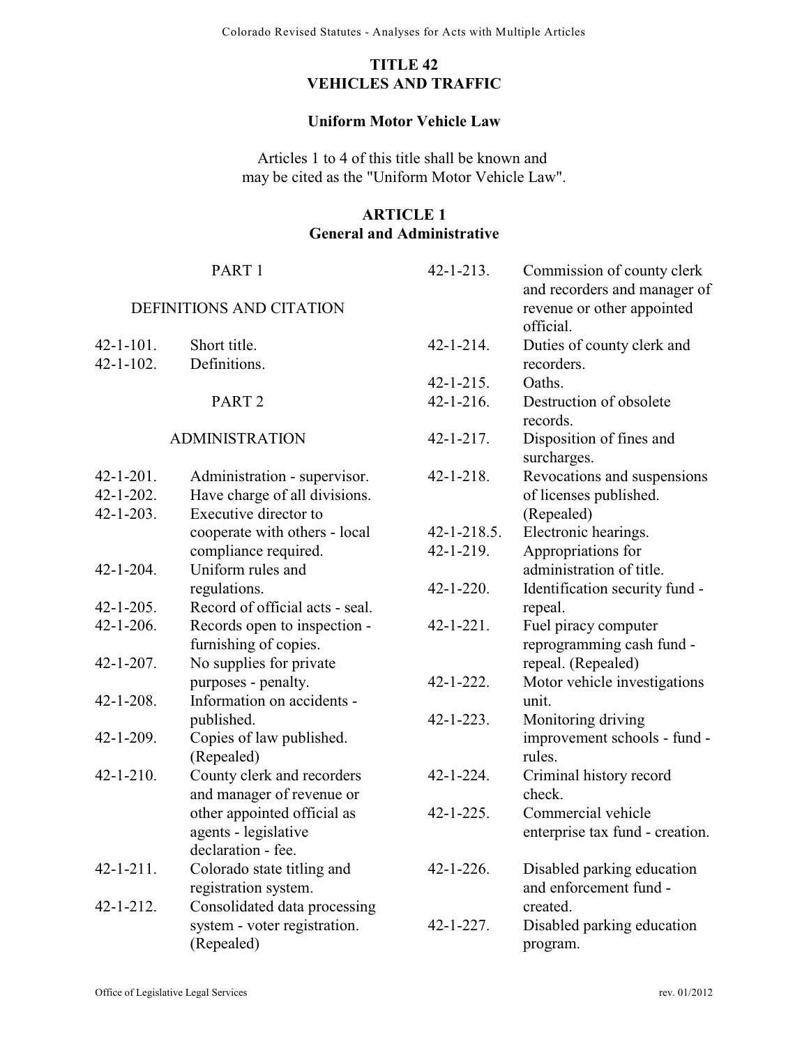# TITLE 42
# VEHICLES AND TRAFFIC

## Uniform Motor Vehicle Law

Articles 1 to 4 of this title shall be known and may be cited as the "Uniform Motor Vehicle Law".

## ARTICLE 1
## General and Administrative

### PART 1

### DEFINITIONS AND CITATION

42-1-101. Short title.
42-1-102. Definitions.

### PART 2

### ADMINISTRATION

42-1-201. Administration - supervisor.
42-1-202. Have charge of all divisions.
42-1-203. Executive director to cooperate with others - local compliance required.
42-1-204. Uniform rules and regulations.
42-1-205. Record of official acts - seal.
42-1-206. Records open to inspection - furnishing of copies.
42-1-207. No supplies for private purposes - penalty.
42-1-208. Information on accidents - published.
42-1-209. Copies of law published. (Repealed)
42-1-210. County clerk and recorders and manager of revenue or other appointed official as agents - legislative declaration - fee.
42-1-211. Colorado state titling and registration system.
42-1-212. Consolidated data processing system - voter registration. (Repealed)
42-1-213. Commission of county clerk and recorders and manager of revenue or other appointed official.
42-1-214. Duties of county clerk and recorders.
42-1-215. Oaths.
42-1-216. Destruction of obsolete records.
42-1-217. Disposition of fines and surcharges.
42-1-218. Revocations and suspensions of licenses published. (Repealed)
42-1-218.5. Electronic hearings.
42-1-219. Appropriations for administration of title.
42-1-220. Identification security fund - repeal.
42-1-221. Fuel piracy computer reprogramming cash fund - repeal. (Repealed)
42-1-222. Motor vehicle investigations unit.
42-1-223. Monitoring driving improvement schools - fund - rules.
42-1-224. Criminal history record check.
42-1-225. Commercial vehicle enterprise tax fund - creation.
42-1-226. Disabled parking education and enforcement fund - created.
42-1-227. Disabled parking education program.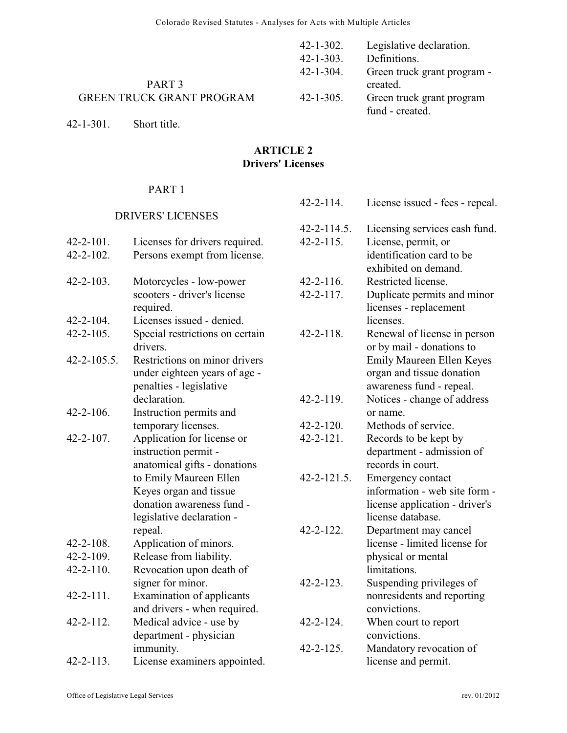## PART 3
## GREEN TRUCK GRANT PROGRAM

42-1-301. Short title.

42-1-302. Legislative declaration.

42-1-303. Definitions.

42-1-304. Green truck grant program - created.

42-1-305. Green truck grant program fund - created.

# ARTICLE 2
# Drivers' Licenses

## PART 1
## DRIVERS' LICENSES

42-2-101. Licenses for drivers required.

42-2-102. Persons exempt from license.

42-2-103. Motorcycles - low-power scooters - driver's license required.

42-2-104. Licenses issued - denied.

42-2-105. Special restrictions on certain drivers.

42-2-105.5. Restrictions on minor drivers under eighteen years of age - penalties - legislative declaration.

42-2-106. Instruction permits and temporary licenses.

42-2-107. Application for license or instruction permit - anatomical gifts - donations to Emily Maureen Ellen Keyes organ and tissue donation awareness fund - legislative declaration - repeal.

42-2-108. Application of minors.

42-2-109. Release from liability.

42-2-110. Revocation upon death of signer for minor.

42-2-111. Examination of applicants and drivers - when required.

42-2-112. Medical advice - use by department - physician immunity.

42-2-113. License examiners appointed.

42-2-114. License issued - fees - repeal.

42-2-114.5. Licensing services cash fund.

42-2-115. License, permit, or identification card to be exhibited on demand.

42-2-116. Restricted license.

42-2-117. Duplicate permits and minor licenses - replacement licenses.

42-2-118. Renewal of license in person or by mail - donations to Emily Maureen Ellen Keyes organ and tissue donation awareness fund - repeal.

42-2-119. Notices - change of address or name.

42-2-120. Methods of service.

42-2-121. Records to be kept by department - admission of records in court.

42-2-121.5. Emergency contact information - web site form - license application - driver's license database.

42-2-122. Department may cancel license - limited license for physical or mental limitations.

42-2-123. Suspending privileges of nonresidents and reporting convictions.

42-2-124. When court to report convictions.

42-2-125. Mandatory revocation of license and permit.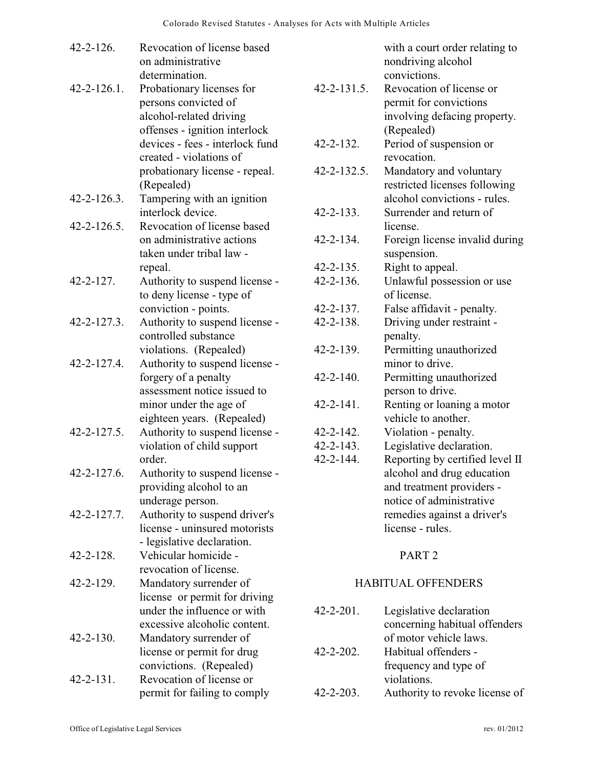42-2-126. Revocation of license based on administrative determination.

42-2-126.1. Probationary licenses for persons convicted of alcohol-related driving offenses - ignition interlock devices - fees - interlock fund created - violations of probationary license - repeal. (Repealed)

42-2-126.3. Tampering with an ignition interlock device.

42-2-126.5. Revocation of license based on administrative actions taken under tribal law - repeal.

42-2-127. Authority to suspend license - to deny license - type of conviction - points.

42-2-127.3. Authority to suspend license - controlled substance violations. (Repealed)

42-2-127.4. Authority to suspend license - forgery of a penalty assessment notice issued to minor under the age of eighteen years. (Repealed)

42-2-127.5. Authority to suspend license - violation of child support order.

42-2-127.6. Authority to suspend license - providing alcohol to an underage person.

42-2-127.7. Authority to suspend driver's license - uninsured motorists - legislative declaration.

42-2-128. Vehicular homicide - revocation of license.

42-2-129. Mandatory surrender of license or permit for driving under the influence or with excessive alcoholic content.

42-2-130. Mandatory surrender of license or permit for drug convictions. (Repealed)

42-2-131. Revocation of license or permit for failing to comply with a court order relating to nondriving alcohol convictions.

42-2-131.5. Revocation of license or permit for convictions involving defacing property. (Repealed)

42-2-132. Period of suspension or revocation.

42-2-132.5. Mandatory and voluntary restricted licenses following alcohol convictions - rules.

42-2-133. Surrender and return of license.

42-2-134. Foreign license invalid during suspension.

42-2-135. Right to appeal.

42-2-136. Unlawful possession or use of license.

42-2-137. False affidavit - penalty.

42-2-138. Driving under restraint - penalty.

42-2-139. Permitting unauthorized minor to drive.

42-2-140. Permitting unauthorized person to drive.

42-2-141. Renting or loaning a motor vehicle to another.

42-2-142. Violation - penalty.

42-2-143. Legislative declaration.

42-2-144. Reporting by certified level II alcohol and drug education and treatment providers - notice of administrative remedies against a driver's license - rules.

## PART 2

## HABITUAL OFFENDERS

42-2-201. Legislative declaration concerning habitual offenders of motor vehicle laws.

42-2-202. Habitual offenders - frequency and type of violations.

42-2-203. Authority to revoke license of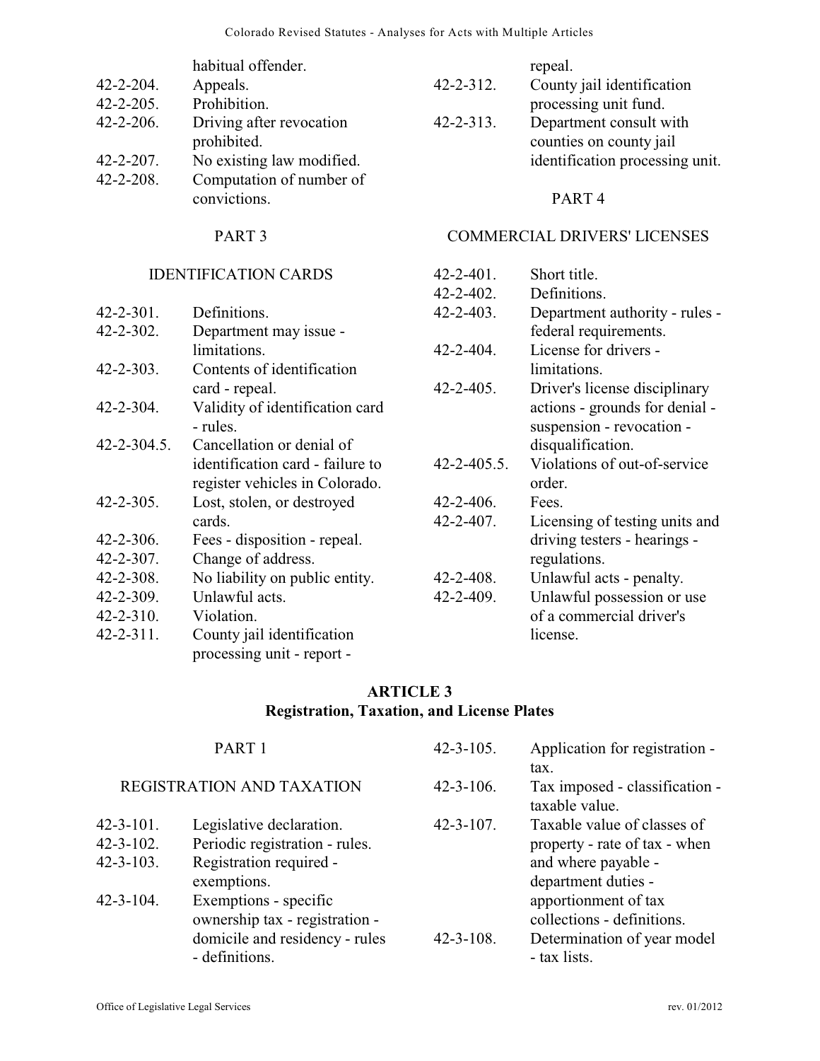| | |
|---|---|
| | habitual offender. |
| 42-2-204. | Appeals. |
| 42-2-205. | Prohibition. |
| 42-2-206. | Driving after revocation prohibited. |
| 42-2-207. | No existing law modified. |
| 42-2-208. | Computation of number of convictions. |

PART 3

IDENTIFICATION CARDS

| | |
|---|---|
| 42-2-301. | Definitions. |
| 42-2-302. | Department may issue - limitations. |
| 42-2-303. | Contents of identification card - repeal. |
| 42-2-304. | Validity of identification card - rules. |
| 42-2-304.5. | Cancellation or denial of identification card - failure to register vehicles in Colorado. |
| 42-2-305. | Lost, stolen, or destroyed cards. |
| 42-2-306. | Fees - disposition - repeal. |
| 42-2-307. | Change of address. |
| 42-2-308. | No liability on public entity. |
| 42-2-309. | Unlawful acts. |
| 42-2-310. | Violation. |
| 42-2-311. | County jail identification processing unit - report - repeal. |
| 42-2-312. | County jail identification processing unit fund. |
| 42-2-313. | Department consult with counties on county jail identification processing unit. |

PART 4

COMMERCIAL DRIVERS' LICENSES

| | |
|---|---|
| 42-2-401. | Short title. |
| 42-2-402. | Definitions. |
| 42-2-403. | Department authority - rules - federal requirements. |
| 42-2-404. | License for drivers - limitations. |
| 42-2-405. | Driver's license disciplinary actions - grounds for denial - suspension - revocation - disqualification. |
| 42-2-405.5. | Violations of out-of-service order. |
| 42-2-406. | Fees. |
| 42-2-407. | Licensing of testing units and driving testers - hearings - regulations. |
| 42-2-408. | Unlawful acts - penalty. |
| 42-2-409. | Unlawful possession or use of a commercial driver's license. |

## ARTICLE 3
## Registration, Taxation, and License Plates

PART 1

REGISTRATION AND TAXATION

| | |
|---|---|
| 42-3-101. | Legislative declaration. |
| 42-3-102. | Periodic registration - rules. |
| 42-3-103. | Registration required - exemptions. |
| 42-3-104. | Exemptions - specific ownership tax - registration - domicile and residency - rules - definitions. |
| 42-3-105. | Application for registration - tax. |
| 42-3-106. | Tax imposed - classification - taxable value. |
| 42-3-107. | Taxable value of classes of property - rate of tax - when and where payable - department duties - apportionment of tax collections - definitions. |
| 42-3-108. | Determination of year model - tax lists. |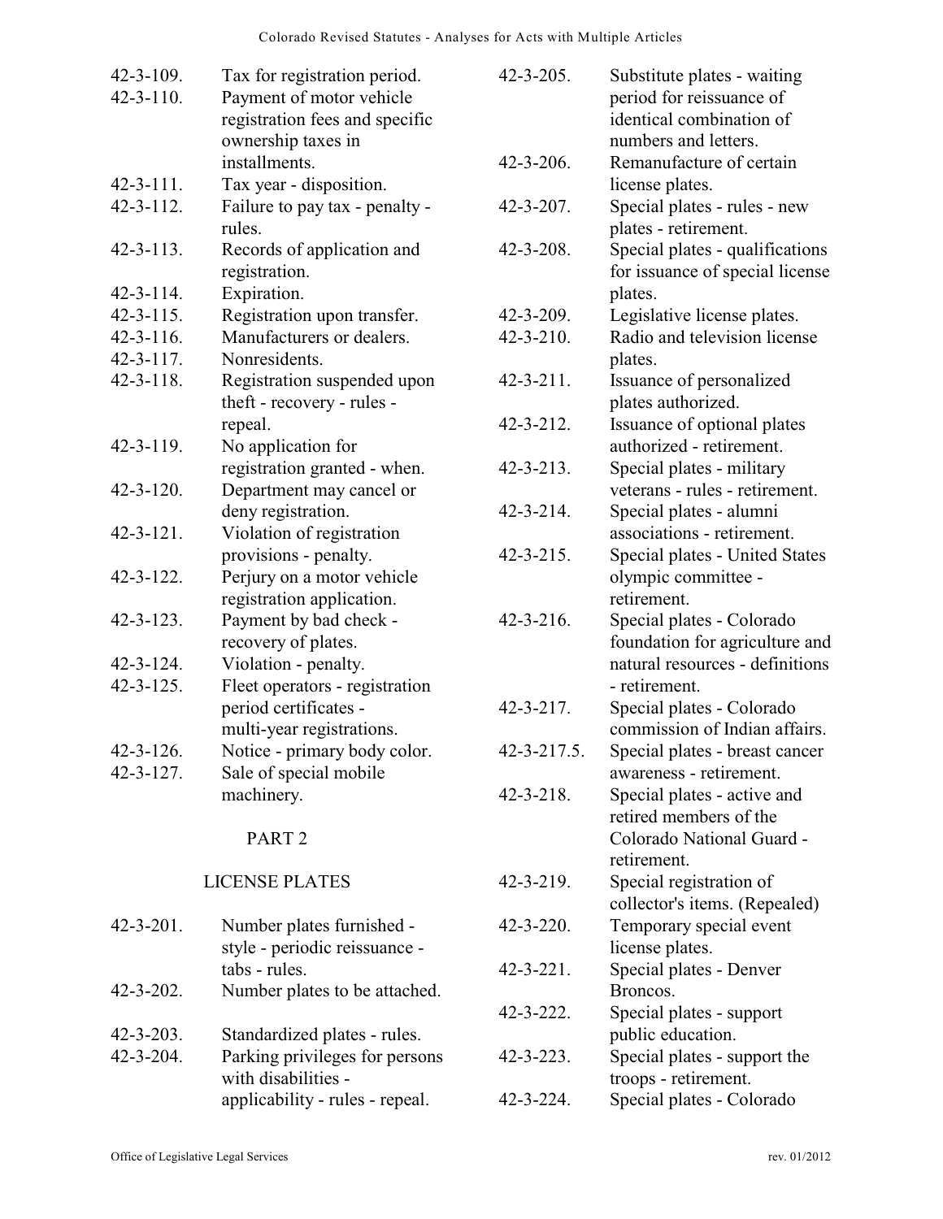42-3-109. Tax for registration period.
42-3-110. Payment of motor vehicle registration fees and specific ownership taxes in installments.
42-3-111. Tax year - disposition.
42-3-112. Failure to pay tax - penalty - rules.
42-3-113. Records of application and registration.
42-3-114. Expiration.
42-3-115. Registration upon transfer.
42-3-116. Manufacturers or dealers.
42-3-117. Nonresidents.
42-3-118. Registration suspended upon theft - recovery - rules - repeal.
42-3-119. No application for registration granted - when.
42-3-120. Department may cancel or deny registration.
42-3-121. Violation of registration provisions - penalty.
42-3-122. Perjury on a motor vehicle registration application.
42-3-123. Payment by bad check - recovery of plates.
42-3-124. Violation - penalty.
42-3-125. Fleet operators - registration period certificates - multi-year registrations.
42-3-126. Notice - primary body color.
42-3-127. Sale of special mobile machinery.

PART 2

LICENSE PLATES

42-3-201. Number plates furnished - style - periodic reissuance - tabs - rules.
42-3-202. Number plates to be attached.
42-3-203. Standardized plates - rules.
42-3-204. Parking privileges for persons with disabilities - applicability - rules - repeal.
42-3-205. Substitute plates - waiting period for reissuance of identical combination of numbers and letters.
42-3-206. Remanufacture of certain license plates.
42-3-207. Special plates - rules - new plates - retirement.
42-3-208. Special plates - qualifications for issuance of special license plates.
42-3-209. Legislative license plates.
42-3-210. Radio and television license plates.
42-3-211. Issuance of personalized plates authorized.
42-3-212. Issuance of optional plates authorized - retirement.
42-3-213. Special plates - military veterans - rules - retirement.
42-3-214. Special plates - alumni associations - retirement.
42-3-215. Special plates - United States olympic committee - retirement.
42-3-216. Special plates - Colorado foundation for agriculture and natural resources - definitions - retirement.
42-3-217. Special plates - Colorado commission of Indian affairs.
42-3-217.5. Special plates - breast cancer awareness - retirement.
42-3-218. Special plates - active and retired members of the Colorado National Guard - retirement.
42-3-219. Special registration of collector's items. (Repealed)
42-3-220. Temporary special event license plates.
42-3-221. Special plates - Denver Broncos.
42-3-222. Special plates - support public education.
42-3-223. Special plates - support the troops - retirement.
42-3-224. Special plates - Colorado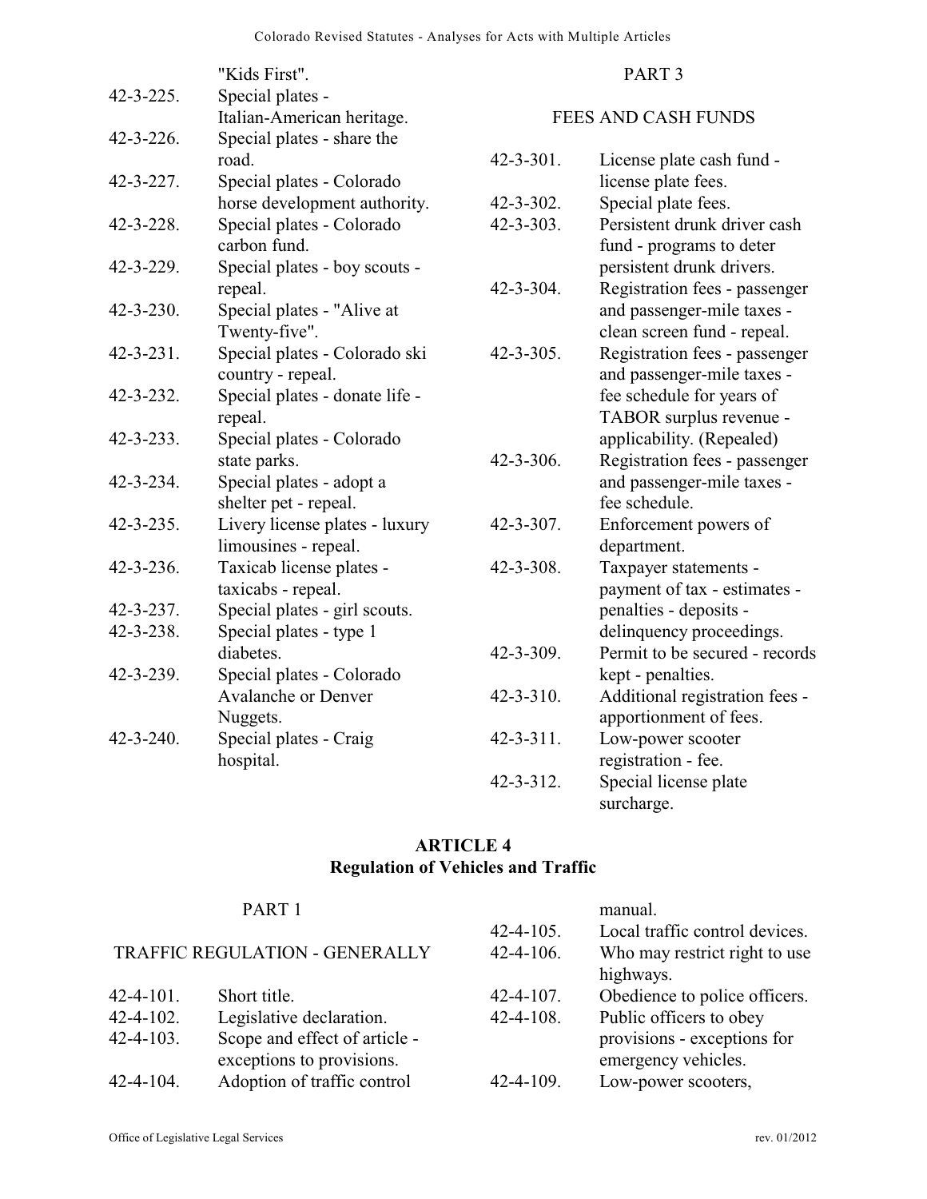| | |
|---|---|
| | "Kids First". |
| 42-3-225. | Special plates - Italian-American heritage. |
| 42-3-226. | Special plates - share the road. |
| 42-3-227. | Special plates - Colorado horse development authority. |
| 42-3-228. | Special plates - Colorado carbon fund. |
| 42-3-229. | Special plates - boy scouts - repeal. |
| 42-3-230. | Special plates - "Alive at Twenty-five". |
| 42-3-231. | Special plates - Colorado ski country - repeal. |
| 42-3-232. | Special plates - donate life - repeal. |
| 42-3-233. | Special plates - Colorado state parks. |
| 42-3-234. | Special plates - adopt a shelter pet - repeal. |
| 42-3-235. | Livery license plates - luxury limousines - repeal. |
| 42-3-236. | Taxicab license plates - taxicabs - repeal. |
| 42-3-237. | Special plates - girl scouts. |
| 42-3-238. | Special plates - type 1 diabetes. |
| 42-3-239. | Special plates - Colorado Avalanche or Denver Nuggets. |
| 42-3-240. | Special plates - Craig hospital. |

PART 3

FEES AND CASH FUNDS

| | |
|---|---|
| 42-3-301. | License plate cash fund - license plate fees. |
| 42-3-302. | Special plate fees. |
| 42-3-303. | Persistent drunk driver cash fund - programs to deter persistent drunk drivers. |
| 42-3-304. | Registration fees - passenger and passenger-mile taxes - clean screen fund - repeal. |
| 42-3-305. | Registration fees - passenger and passenger-mile taxes - fee schedule for years of TABOR surplus revenue - applicability. (Repealed) |
| 42-3-306. | Registration fees - passenger and passenger-mile taxes - fee schedule. |
| 42-3-307. | Enforcement powers of department. |
| 42-3-308. | Taxpayer statements - payment of tax - estimates - penalties - deposits - delinquency proceedings. |
| 42-3-309. | Permit to be secured - records kept - penalties. |
| 42-3-310. | Additional registration fees - apportionment of fees. |
| 42-3-311. | Low-power scooter registration - fee. |
| 42-3-312. | Special license plate surcharge. |

## ARTICLE 4
## Regulation of Vehicles and Traffic

PART 1

TRAFFIC REGULATION - GENERALLY

| | |
|---|---|
| 42-4-101. | Short title. |
| 42-4-102. | Legislative declaration. |
| 42-4-103. | Scope and effect of article - exceptions to provisions. |
| 42-4-104. | Adoption of traffic control manual. |
| 42-4-105. | Local traffic control devices. |
| 42-4-106. | Who may restrict right to use highways. |
| 42-4-107. | Obedience to police officers. |
| 42-4-108. | Public officers to obey provisions - exceptions for emergency vehicles. |
| 42-4-109. | Low-power scooters, |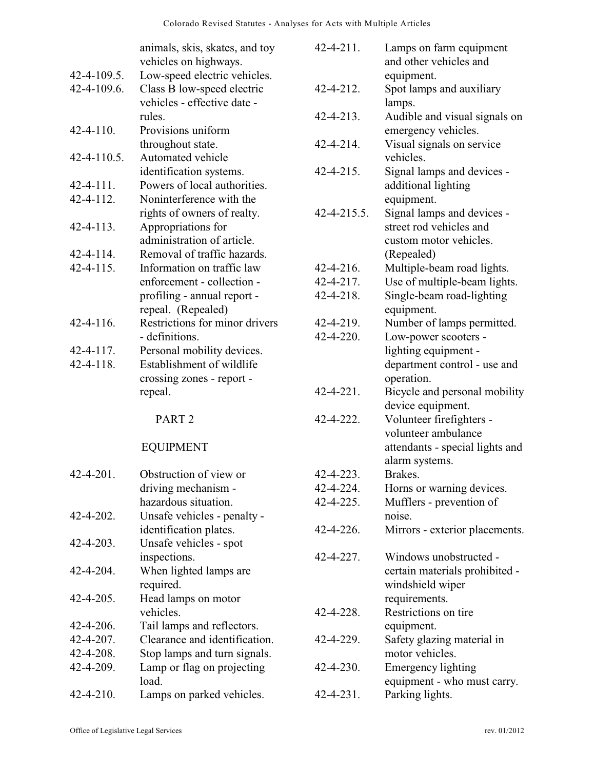animals, skis, skates, and toy vehicles on highways.

42-4-109.5. Low-speed electric vehicles.

42-4-109.6. Class B low-speed electric vehicles - effective date - rules.

42-4-110. Provisions uniform throughout state.

42-4-110.5. Automated vehicle identification systems.

42-4-111. Powers of local authorities.

42-4-112. Noninterference with the rights of owners of realty.

42-4-113. Appropriations for administration of article.

42-4-114. Removal of traffic hazards.

42-4-115. Information on traffic law enforcement - collection - profiling - annual report - repeal. (Repealed)

42-4-116. Restrictions for minor drivers - definitions.

42-4-117. Personal mobility devices.

42-4-118. Establishment of wildlife crossing zones - report - repeal.

PART 2

EQUIPMENT

42-4-201. Obstruction of view or driving mechanism - hazardous situation.

42-4-202. Unsafe vehicles - penalty - identification plates.

42-4-203. Unsafe vehicles - spot inspections.

42-4-204. When lighted lamps are required.

42-4-205. Head lamps on motor vehicles.

42-4-206. Tail lamps and reflectors.

42-4-207. Clearance and identification.

42-4-208. Stop lamps and turn signals.

42-4-209. Lamp or flag on projecting load.

42-4-210. Lamps on parked vehicles.

42-4-211. Lamps on farm equipment and other vehicles and equipment.

42-4-212. Spot lamps and auxiliary lamps.

42-4-213. Audible and visual signals on emergency vehicles.

42-4-214. Visual signals on service vehicles.

42-4-215. Signal lamps and devices - additional lighting equipment.

42-4-215.5. Signal lamps and devices - street rod vehicles and custom motor vehicles. (Repealed)

42-4-216. Multiple-beam road lights.

42-4-217. Use of multiple-beam lights.

42-4-218. Single-beam road-lighting equipment.

42-4-219. Number of lamps permitted.

42-4-220. Low-power scooters - lighting equipment - department control - use and operation.

42-4-221. Bicycle and personal mobility device equipment.

42-4-222. Volunteer firefighters - volunteer ambulance attendants - special lights and alarm systems.

42-4-223. Brakes.

42-4-224. Horns or warning devices.

42-4-225. Mufflers - prevention of noise.

42-4-226. Mirrors - exterior placements.

42-4-227. Windows unobstructed - certain materials prohibited - windshield wiper requirements.

42-4-228. Restrictions on tire equipment.

42-4-229. Safety glazing material in motor vehicles.

42-4-230. Emergency lighting equipment - who must carry.

42-4-231. Parking lights.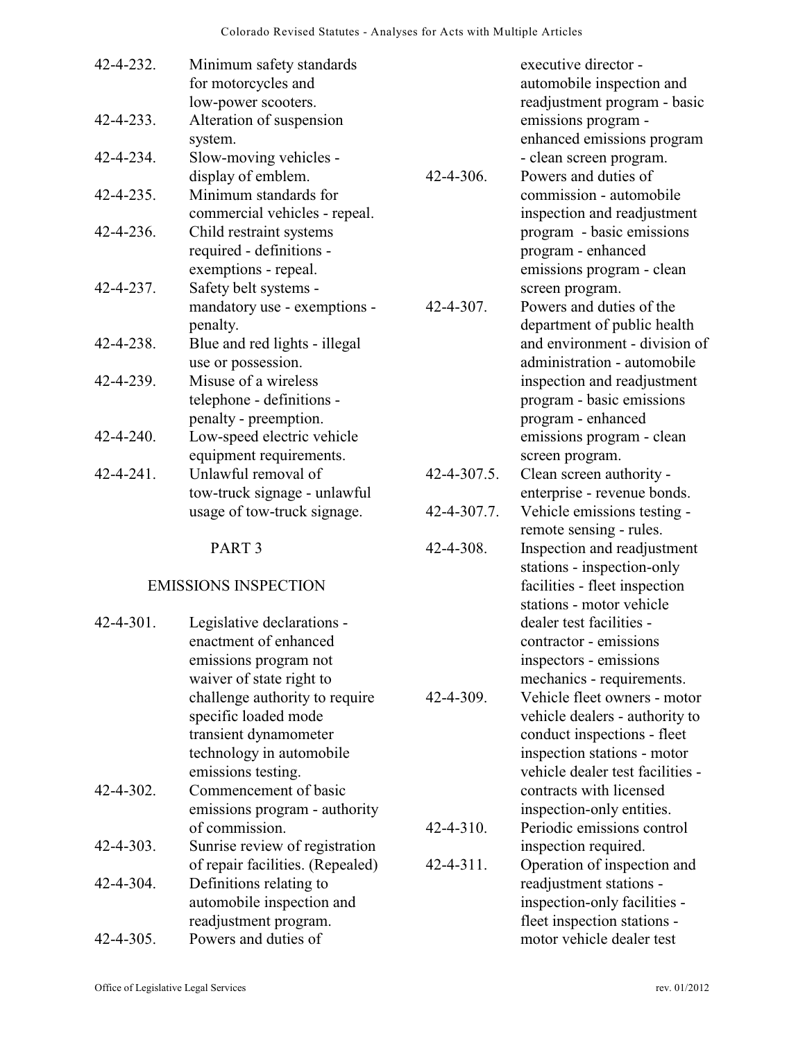42-4-232. Minimum safety standards for motorcycles and low-power scooters.
42-4-233. Alteration of suspension system.
42-4-234. Slow-moving vehicles - display of emblem.
42-4-235. Minimum standards for commercial vehicles - repeal.
42-4-236. Child restraint systems required - definitions - exemptions - repeal.
42-4-237. Safety belt systems - mandatory use - exemptions - penalty.
42-4-238. Blue and red lights - illegal use or possession.
42-4-239. Misuse of a wireless telephone - definitions - penalty - preemption.
42-4-240. Low-speed electric vehicle equipment requirements.
42-4-241. Unlawful removal of tow-truck signage - unlawful usage of tow-truck signage.

## PART 3

## EMISSIONS INSPECTION

42-4-301. Legislative declarations - enactment of enhanced emissions program not waiver of state right to challenge authority to require specific loaded mode transient dynamometer technology in automobile emissions testing.
42-4-302. Commencement of basic emissions program - authority of commission.
42-4-303. Sunrise review of registration of repair facilities. (Repealed)
42-4-304. Definitions relating to automobile inspection and readjustment program.
42-4-305. Powers and duties of executive director - automobile inspection and readjustment program - basic emissions program - enhanced emissions program - clean screen program.
42-4-306. Powers and duties of commission - automobile inspection and readjustment program - basic emissions program - enhanced emissions program - clean screen program.
42-4-307. Powers and duties of the department of public health and environment - division of administration - automobile inspection and readjustment program - basic emissions program - enhanced emissions program - clean screen program.
42-4-307.5. Clean screen authority - enterprise - revenue bonds.
42-4-307.7. Vehicle emissions testing - remote sensing - rules.
42-4-308. Inspection and readjustment stations - inspection-only facilities - fleet inspection stations - motor vehicle dealer test facilities - contractor - emissions inspectors - emissions mechanics - requirements.
42-4-309. Vehicle fleet owners - motor vehicle dealers - authority to conduct inspections - fleet inspection stations - motor vehicle dealer test facilities - contracts with licensed inspection-only entities.
42-4-310. Periodic emissions control inspection required.
42-4-311. Operation of inspection and readjustment stations - inspection-only facilities - fleet inspection stations - motor vehicle dealer test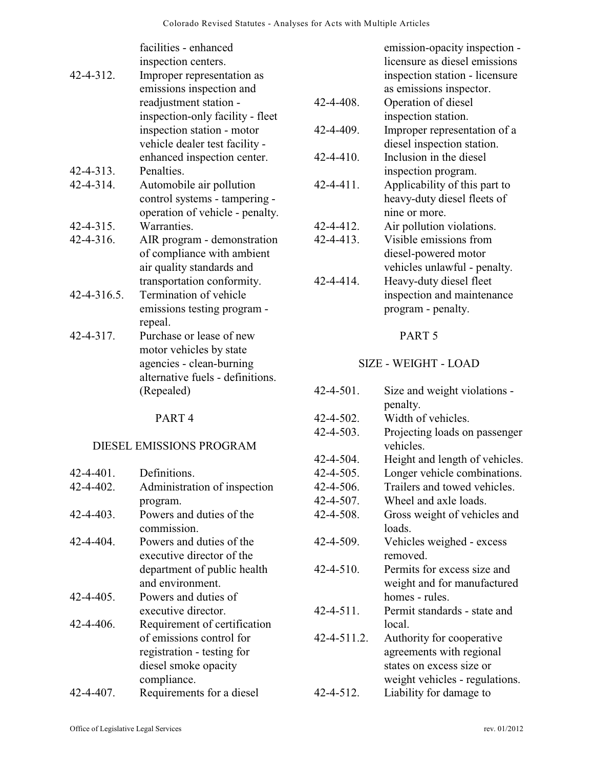facilities - enhanced inspection centers.

| | |
|---|---|
| 42-4-312. | Improper representation as emissions inspection and readjustment station - inspection-only facility - fleet inspection station - motor vehicle dealer test facility - enhanced inspection center. |
| 42-4-313. | Penalties. |
| 42-4-314. | Automobile air pollution control systems - tampering - operation of vehicle - penalty. |
| 42-4-315. | Warranties. |
| 42-4-316. | AIR program - demonstration of compliance with ambient air quality standards and transportation conformity. |
| 42-4-316.5. | Termination of vehicle emissions testing program - repeal. |
| 42-4-317. | Purchase or lease of new motor vehicles by state agencies - clean-burning alternative fuels - definitions. (Repealed) |

PART 4

DIESEL EMISSIONS PROGRAM

| | |
|---|---|
| 42-4-401. | Definitions. |
| 42-4-402. | Administration of inspection program. |
| 42-4-403. | Powers and duties of the commission. |
| 42-4-404. | Powers and duties of the executive director of the department of public health and environment. |
| 42-4-405. | Powers and duties of executive director. |
| 42-4-406. | Requirement of certification of emissions control for registration - testing for diesel smoke opacity compliance. |
| 42-4-407. | Requirements for a diesel emission-opacity inspection - licensure as diesel emissions inspection station - licensure as emissions inspector. |
| 42-4-408. | Operation of diesel inspection station. |
| 42-4-409. | Improper representation of a diesel inspection station. |
| 42-4-410. | Inclusion in the diesel inspection program. |
| 42-4-411. | Applicability of this part to heavy-duty diesel fleets of nine or more. |
| 42-4-412. | Air pollution violations. |
| 42-4-413. | Visible emissions from diesel-powered motor vehicles unlawful - penalty. |
| 42-4-414. | Heavy-duty diesel fleet inspection and maintenance program - penalty. |

PART 5

SIZE - WEIGHT - LOAD

| | |
|---|---|
| 42-4-501. | Size and weight violations - penalty. |
| 42-4-502. | Width of vehicles. |
| 42-4-503. | Projecting loads on passenger vehicles. |
| 42-4-504. | Height and length of vehicles. |
| 42-4-505. | Longer vehicle combinations. |
| 42-4-506. | Trailers and towed vehicles. |
| 42-4-507. | Wheel and axle loads. |
| 42-4-508. | Gross weight of vehicles and loads. |
| 42-4-509. | Vehicles weighed - excess removed. |
| 42-4-510. | Permits for excess size and weight and for manufactured homes - rules. |
| 42-4-511. | Permit standards - state and local. |
| 42-4-511.2. | Authority for cooperative agreements with regional states on excess size or weight vehicles - regulations. |
| 42-4-512. | Liability for damage to |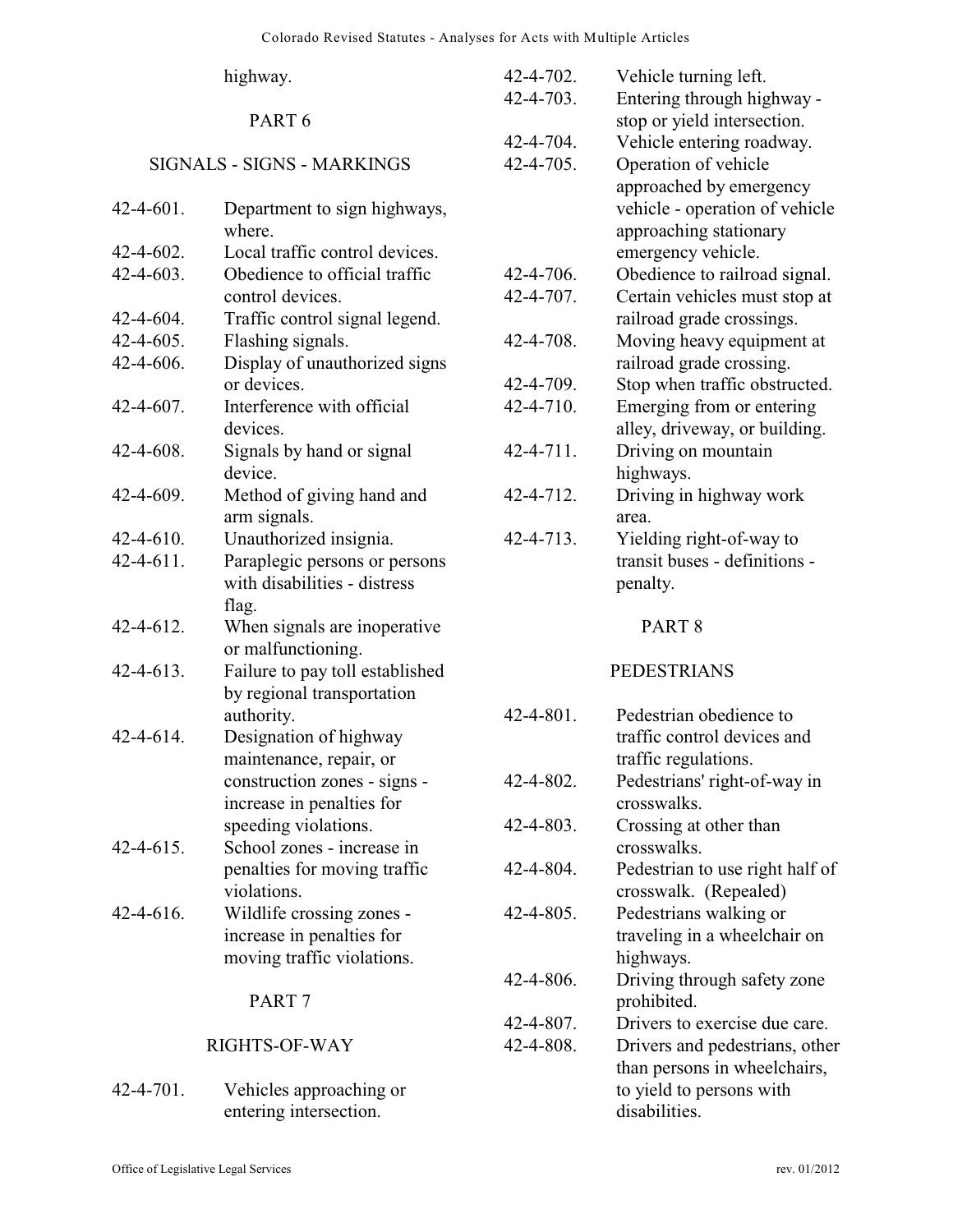highway.

PART 6

SIGNALS - SIGNS - MARKINGS

42-4-601. Department to sign highways, where.
42-4-602. Local traffic control devices.
42-4-603. Obedience to official traffic control devices.
42-4-604. Traffic control signal legend.
42-4-605. Flashing signals.
42-4-606. Display of unauthorized signs or devices.
42-4-607. Interference with official devices.
42-4-608. Signals by hand or signal device.
42-4-609. Method of giving hand and arm signals.
42-4-610. Unauthorized insignia.
42-4-611. Paraplegic persons or persons with disabilities - distress flag.
42-4-612. When signals are inoperative or malfunctioning.
42-4-613. Failure to pay toll established by regional transportation authority.
42-4-614. Designation of highway maintenance, repair, or construction zones - signs - increase in penalties for speeding violations.
42-4-615. School zones - increase in penalties for moving traffic violations.
42-4-616. Wildlife crossing zones - increase in penalties for moving traffic violations.

PART 7

RIGHTS-OF-WAY

42-4-701. Vehicles approaching or entering intersection.
42-4-702. Vehicle turning left.
42-4-703. Entering through highway - stop or yield intersection.
42-4-704. Vehicle entering roadway.
42-4-705. Operation of vehicle approached by emergency vehicle - operation of vehicle approaching stationary emergency vehicle.
42-4-706. Obedience to railroad signal.
42-4-707. Certain vehicles must stop at railroad grade crossings.
42-4-708. Moving heavy equipment at railroad grade crossing.
42-4-709. Stop when traffic obstructed.
42-4-710. Emerging from or entering alley, driveway, or building.
42-4-711. Driving on mountain highways.
42-4-712. Driving in highway work area.
42-4-713. Yielding right-of-way to transit buses - definitions - penalty.

PART 8

PEDESTRIANS

42-4-801. Pedestrian obedience to traffic control devices and traffic regulations.
42-4-802. Pedestrians' right-of-way in crosswalks.
42-4-803. Crossing at other than crosswalks.
42-4-804. Pedestrian to use right half of crosswalk. (Repealed)
42-4-805. Pedestrians walking or traveling in a wheelchair on highways.
42-4-806. Driving through safety zone prohibited.
42-4-807. Drivers to exercise due care.
42-4-808. Drivers and pedestrians, other than persons in wheelchairs, to yield to persons with disabilities.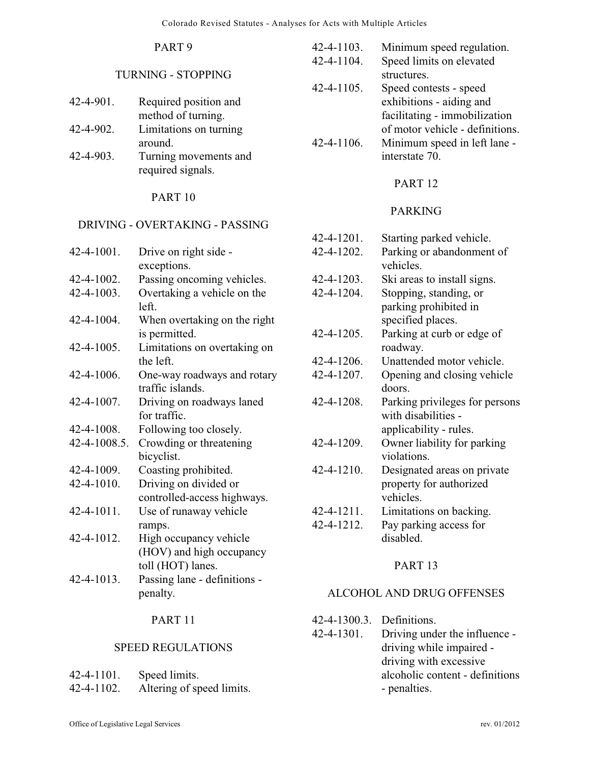PART 9

TURNING - STOPPING

| | |
|---|---|
| 42-4-901. | Required position and method of turning. |
| 42-4-902. | Limitations on turning around. |
| 42-4-903. | Turning movements and required signals. |

PART 10

DRIVING - OVERTAKING - PASSING

| | |
|---|---|
| 42-4-1001. | Drive on right side - exceptions. |
| 42-4-1002. | Passing oncoming vehicles. |
| 42-4-1003. | Overtaking a vehicle on the left. |
| 42-4-1004. | When overtaking on the right is permitted. |
| 42-4-1005. | Limitations on overtaking on the left. |
| 42-4-1006. | One-way roadways and rotary traffic islands. |
| 42-4-1007. | Driving on roadways laned for traffic. |
| 42-4-1008. | Following too closely. |
| 42-4-1008.5. | Crowding or threatening bicyclist. |
| 42-4-1009. | Coasting prohibited. |
| 42-4-1010. | Driving on divided or controlled-access highways. |
| 42-4-1011. | Use of runaway vehicle ramps. |
| 42-4-1012. | High occupancy vehicle (HOV) and high occupancy toll (HOT) lanes. |
| 42-4-1013. | Passing lane - definitions - penalty. |

PART 11

SPEED REGULATIONS

| | |
|---|---|
| 42-4-1101. | Speed limits. |
| 42-4-1102. | Altering of speed limits. |
| 42-4-1103. | Minimum speed regulation. |
| 42-4-1104. | Speed limits on elevated structures. |
| 42-4-1105. | Speed contests - speed exhibitions - aiding and facilitating - immobilization of motor vehicle - definitions. |
| 42-4-1106. | Minimum speed in left lane - interstate 70. |

PART 12

PARKING

| | |
|---|---|
| 42-4-1201. | Starting parked vehicle. |
| 42-4-1202. | Parking or abandonment of vehicles. |
| 42-4-1203. | Ski areas to install signs. |
| 42-4-1204. | Stopping, standing, or parking prohibited in specified places. |
| 42-4-1205. | Parking at curb or edge of roadway. |
| 42-4-1206. | Unattended motor vehicle. |
| 42-4-1207. | Opening and closing vehicle doors. |
| 42-4-1208. | Parking privileges for persons with disabilities - applicability - rules. |
| 42-4-1209. | Owner liability for parking violations. |
| 42-4-1210. | Designated areas on private property for authorized vehicles. |
| 42-4-1211. | Limitations on backing. |
| 42-4-1212. | Pay parking access for disabled. |

PART 13

ALCOHOL AND DRUG OFFENSES

| | |
|---|---|
| 42-4-1300.3. | Definitions. |
| 42-4-1301. | Driving under the influence - driving while impaired - driving with excessive alcoholic content - definitions - penalties. |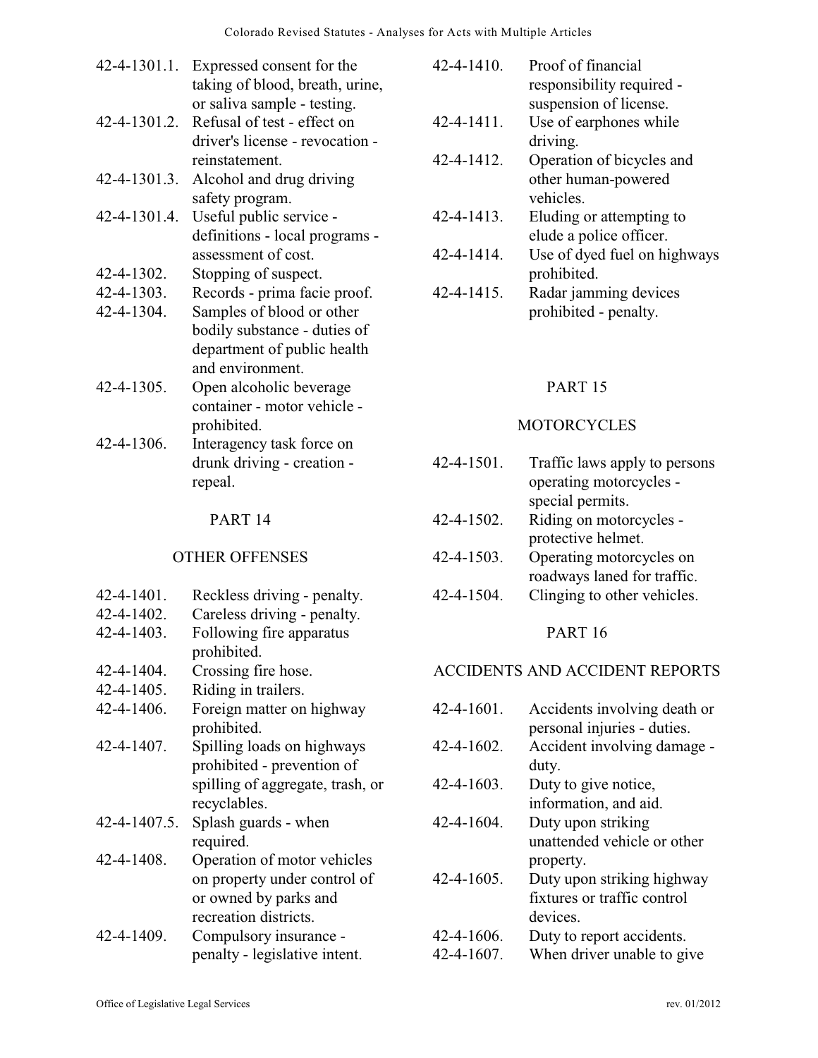| | |
|---|---|
| 42-4-1301.1. | Expressed consent for the taking of blood, breath, urine, or saliva sample - testing. |
| 42-4-1301.2. | Refusal of test - effect on driver's license - revocation - reinstatement. |
| 42-4-1301.3. | Alcohol and drug driving safety program. |
| 42-4-1301.4. | Useful public service - definitions - local programs - assessment of cost. |
| 42-4-1302. | Stopping of suspect. |
| 42-4-1303. | Records - prima facie proof. |
| 42-4-1304. | Samples of blood or other bodily substance - duties of department of public health and environment. |
| 42-4-1305. | Open alcoholic beverage container - motor vehicle - prohibited. |
| 42-4-1306. | Interagency task force on drunk driving - creation - repeal. |

PART 14

OTHER OFFENSES

| | |
|---|---|
| 42-4-1401. | Reckless driving - penalty. |
| 42-4-1402. | Careless driving - penalty. |
| 42-4-1403. | Following fire apparatus prohibited. |
| 42-4-1404. | Crossing fire hose. |
| 42-4-1405. | Riding in trailers. |
| 42-4-1406. | Foreign matter on highway prohibited. |
| 42-4-1407. | Spilling loads on highways prohibited - prevention of spilling of aggregate, trash, or recyclables. |
| 42-4-1407.5. | Splash guards - when required. |
| 42-4-1408. | Operation of motor vehicles on property under control of or owned by parks and recreation districts. |
| 42-4-1409. | Compulsory insurance - penalty - legislative intent. |
| 42-4-1410. | Proof of financial responsibility required - suspension of license. |
| 42-4-1411. | Use of earphones while driving. |
| 42-4-1412. | Operation of bicycles and other human-powered vehicles. |
| 42-4-1413. | Eluding or attempting to elude a police officer. |
| 42-4-1414. | Use of dyed fuel on highways prohibited. |
| 42-4-1415. | Radar jamming devices prohibited - penalty. |

PART 15

MOTORCYCLES

| | |
|---|---|
| 42-4-1501. | Traffic laws apply to persons operating motorcycles - special permits. |
| 42-4-1502. | Riding on motorcycles - protective helmet. |
| 42-4-1503. | Operating motorcycles on roadways laned for traffic. |
| 42-4-1504. | Clinging to other vehicles. |

PART 16

ACCIDENTS AND ACCIDENT REPORTS

| | |
|---|---|
| 42-4-1601. | Accidents involving death or personal injuries - duties. |
| 42-4-1602. | Accident involving damage - duty. |
| 42-4-1603. | Duty to give notice, information, and aid. |
| 42-4-1604. | Duty upon striking unattended vehicle or other property. |
| 42-4-1605. | Duty upon striking highway fixtures or traffic control devices. |
| 42-4-1606. | Duty to report accidents. |
| 42-4-1607. | When driver unable to give |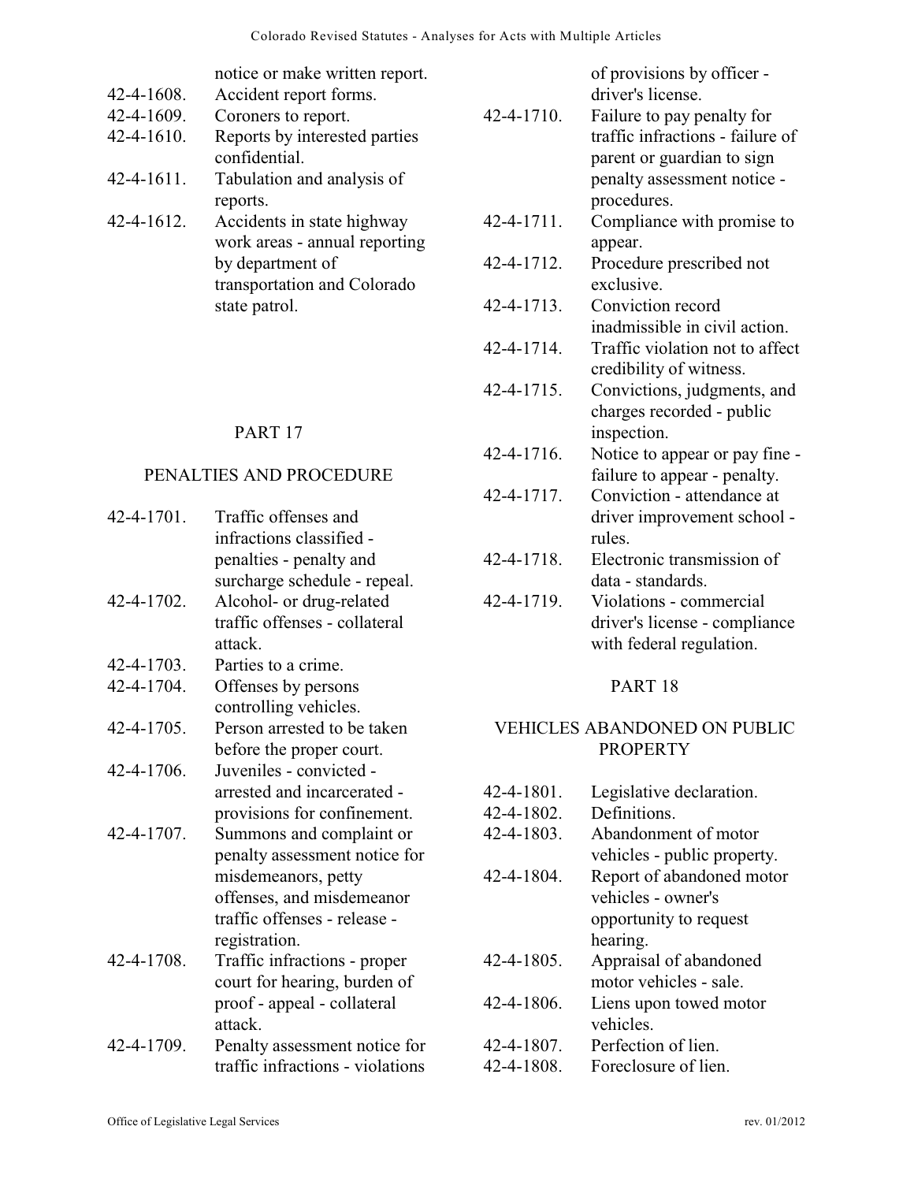notice or make written report.

42-4-1608. Accident report forms.
42-4-1609. Coroners to report.
42-4-1610. Reports by interested parties confidential.
42-4-1611. Tabulation and analysis of reports.
42-4-1612. Accidents in state highway work areas - annual reporting by department of transportation and Colorado state patrol.

## PART 17

## PENALTIES AND PROCEDURE

42-4-1701. Traffic offenses and infractions classified - penalties - penalty and surcharge schedule - repeal.
42-4-1702. Alcohol- or drug-related traffic offenses - collateral attack.
42-4-1703. Parties to a crime.
42-4-1704. Offenses by persons controlling vehicles.
42-4-1705. Person arrested to be taken before the proper court.
42-4-1706. Juveniles - convicted - arrested and incarcerated - provisions for confinement.
42-4-1707. Summons and complaint or penalty assessment notice for misdemeanors, petty offenses, and misdemeanor traffic offenses - release - registration.
42-4-1708. Traffic infractions - proper court for hearing, burden of proof - appeal - collateral attack.
42-4-1709. Penalty assessment notice for traffic infractions - violations of provisions by officer - driver's license.
42-4-1710. Failure to pay penalty for traffic infractions - failure of parent or guardian to sign penalty assessment notice - procedures.
42-4-1711. Compliance with promise to appear.
42-4-1712. Procedure prescribed not exclusive.
42-4-1713. Conviction record inadmissible in civil action.
42-4-1714. Traffic violation not to affect credibility of witness.
42-4-1715. Convictions, judgments, and charges recorded - public inspection.
42-4-1716. Notice to appear or pay fine - failure to appear - penalty.
42-4-1717. Conviction - attendance at driver improvement school - rules.
42-4-1718. Electronic transmission of data - standards.
42-4-1719. Violations - commercial driver's license - compliance with federal regulation.

## PART 18

## VEHICLES ABANDONED ON PUBLIC PROPERTY

42-4-1801. Legislative declaration.
42-4-1802. Definitions.
42-4-1803. Abandonment of motor vehicles - public property.
42-4-1804. Report of abandoned motor vehicles - owner's opportunity to request hearing.
42-4-1805. Appraisal of abandoned motor vehicles - sale.
42-4-1806. Liens upon towed motor vehicles.
42-4-1807. Perfection of lien.
42-4-1808. Foreclosure of lien.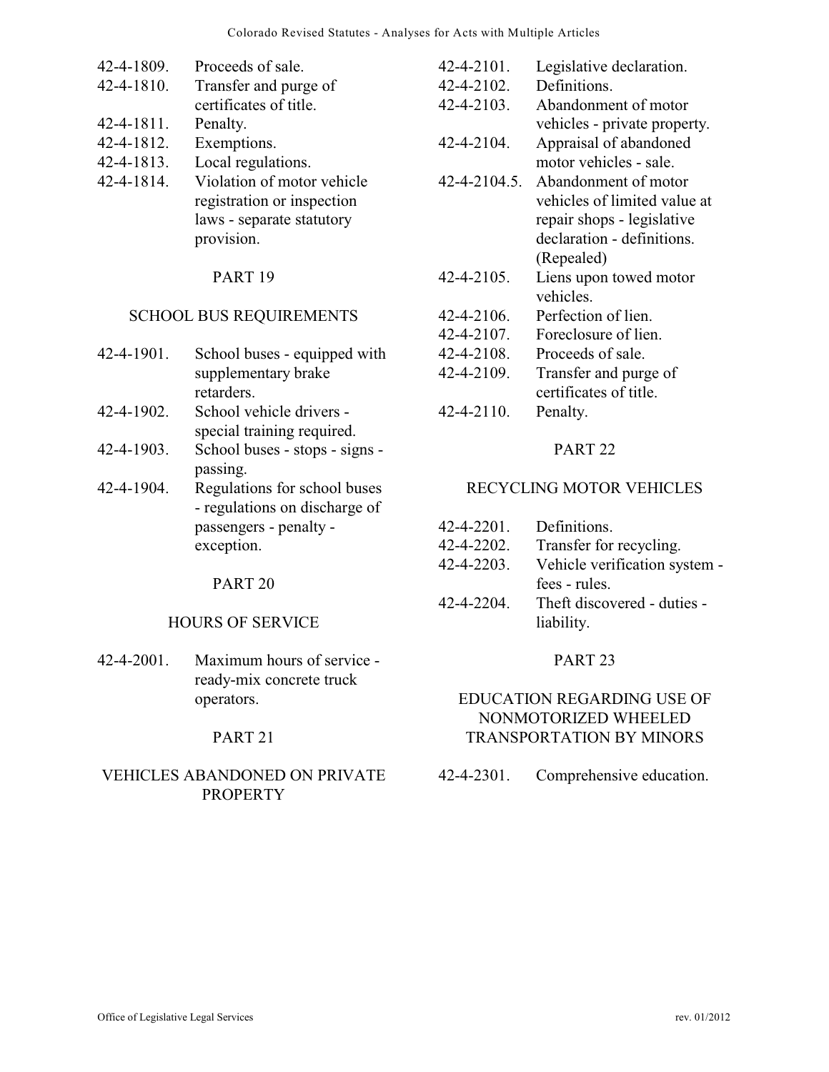42-4-1809. Proceeds of sale.
42-4-1810. Transfer and purge of certificates of title.
42-4-1811. Penalty.
42-4-1812. Exemptions.
42-4-1813. Local regulations.
42-4-1814. Violation of motor vehicle registration or inspection laws - separate statutory provision.

PART 19

SCHOOL BUS REQUIREMENTS

42-4-1901. School buses - equipped with supplementary brake retarders.
42-4-1902. School vehicle drivers - special training required.
42-4-1903. School buses - stops - signs - passing.
42-4-1904. Regulations for school buses - regulations on discharge of passengers - penalty - exception.

PART 20

HOURS OF SERVICE

42-4-2001. Maximum hours of service - ready-mix concrete truck operators.

PART 21

VEHICLES ABANDONED ON PRIVATE PROPERTY

42-4-2101. Legislative declaration.
42-4-2102. Definitions.
42-4-2103. Abandonment of motor vehicles - private property.
42-4-2104. Appraisal of abandoned motor vehicles - sale.
42-4-2104.5. Abandonment of motor vehicles of limited value at repair shops - legislative declaration - definitions. (Repealed)
42-4-2105. Liens upon towed motor vehicles.
42-4-2106. Perfection of lien.
42-4-2107. Foreclosure of lien.
42-4-2108. Proceeds of sale.
42-4-2109. Transfer and purge of certificates of title.
42-4-2110. Penalty.

PART 22

RECYCLING MOTOR VEHICLES

42-4-2201. Definitions.
42-4-2202. Transfer for recycling.
42-4-2203. Vehicle verification system - fees - rules.
42-4-2204. Theft discovered - duties - liability.

PART 23

EDUCATION REGARDING USE OF NONMOTORIZED WHEELED TRANSPORTATION BY MINORS

42-4-2301. Comprehensive education.